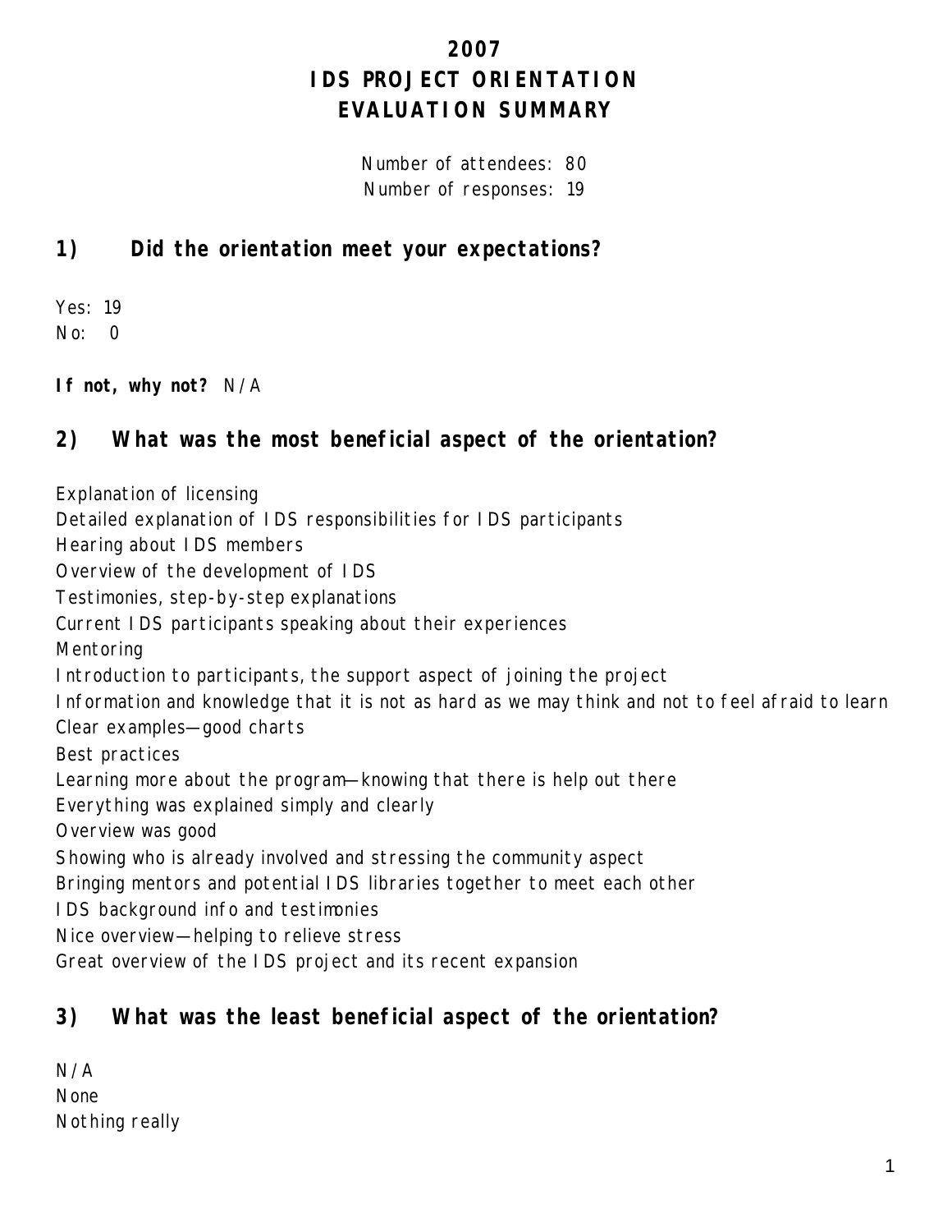# 2007
# IDS PROJECT ORIENTATION
# EVALUATION SUMMARY

Number of attendees: 80
Number of responses: 19

## 1) Did the orientation meet your expectations?

Yes: 19
No: 0

**If not, why not?** N/A

## 2) What was the most beneficial aspect of the orientation?

Explanation of licensing
Detailed explanation of IDS responsibilities for IDS participants
Hearing about IDS members
Overview of the development of IDS
Testimonies, step-by-step explanations
Current IDS participants speaking about their experiences
Mentoring
Introduction to participants, the support aspect of joining the project
Information and knowledge that it is not as hard as we may think and not to feel afraid to learn
Clear examples—good charts
Best practices
Learning more about the program—knowing that there is help out there
Everything was explained simply and clearly
Overview was good
Showing who is already involved and stressing the community aspect
Bringing mentors and potential IDS libraries together to meet each other
IDS background info and testimonies
Nice overview—helping to relieve stress
Great overview of the IDS project and its recent expansion

## 3) What was the least beneficial aspect of the orientation?

N/A
None
Nothing really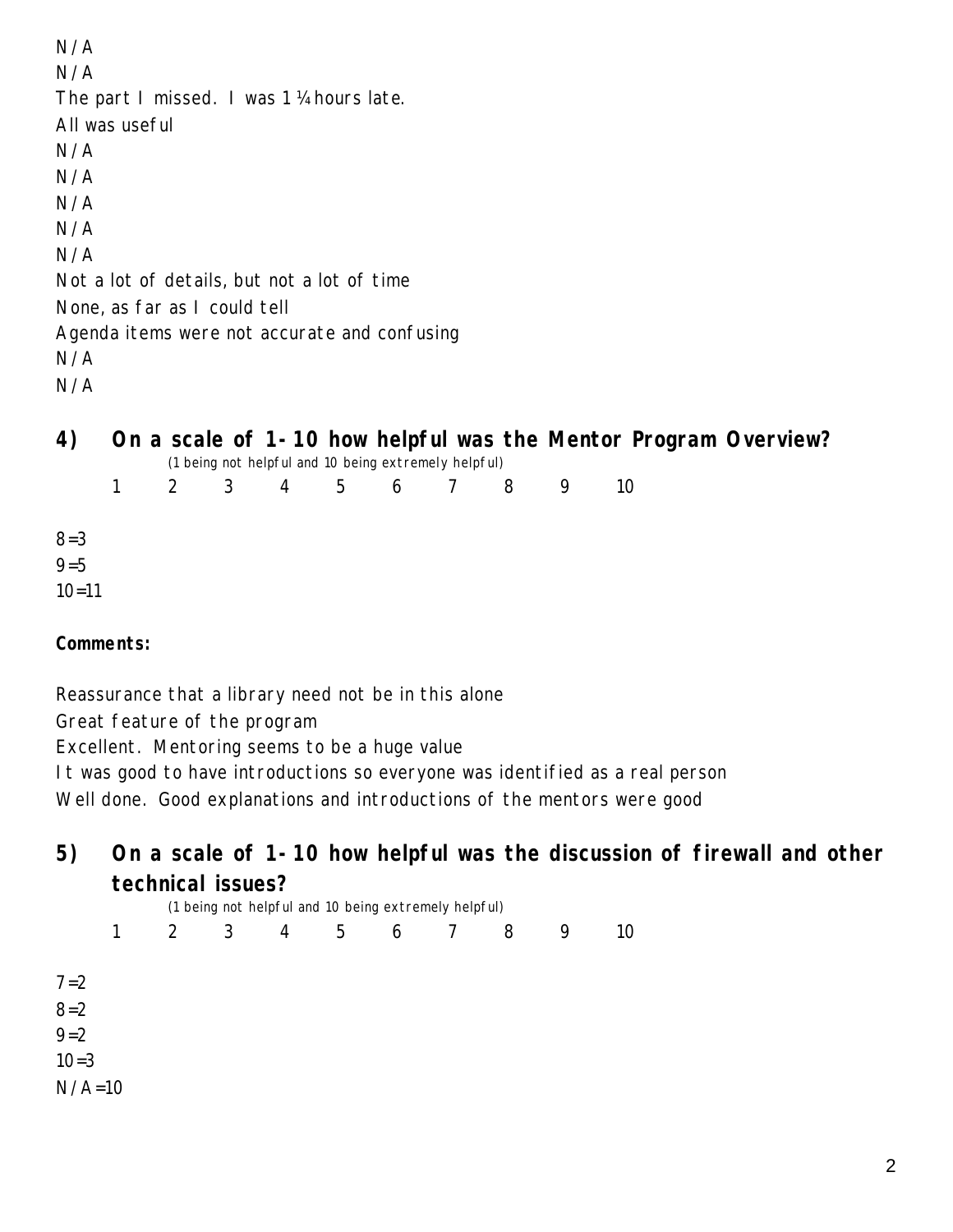N/A

N/A

The part I missed. I was 1 ¼ hours late.

All was useful

N/A

N/A

N/A

N/A

N/A

Not a lot of details, but not a lot of time

None, as far as I could tell

Agenda items were not accurate and confusing

N/A

N/A

## 4) On a scale of 1-10 how helpful was the Mentor Program Overview?

(1 being not helpful and 10 being extremely helpful)

1 2 3 4 5 6 7 8 9 10

8=3

9=5

10=11

**Comments:**

Reassurance that a library need not be in this alone

Great feature of the program

Excellent. Mentoring seems to be a huge value

It was good to have introductions so everyone was identified as a real person

Well done. Good explanations and introductions of the mentors were good

## 5) On a scale of 1-10 how helpful was the discussion of firewall and other technical issues?

(1 being not helpful and 10 being extremely helpful)

1 2 3 4 5 6 7 8 9 10

7=2

8=2

9=2

10=3

N/A=10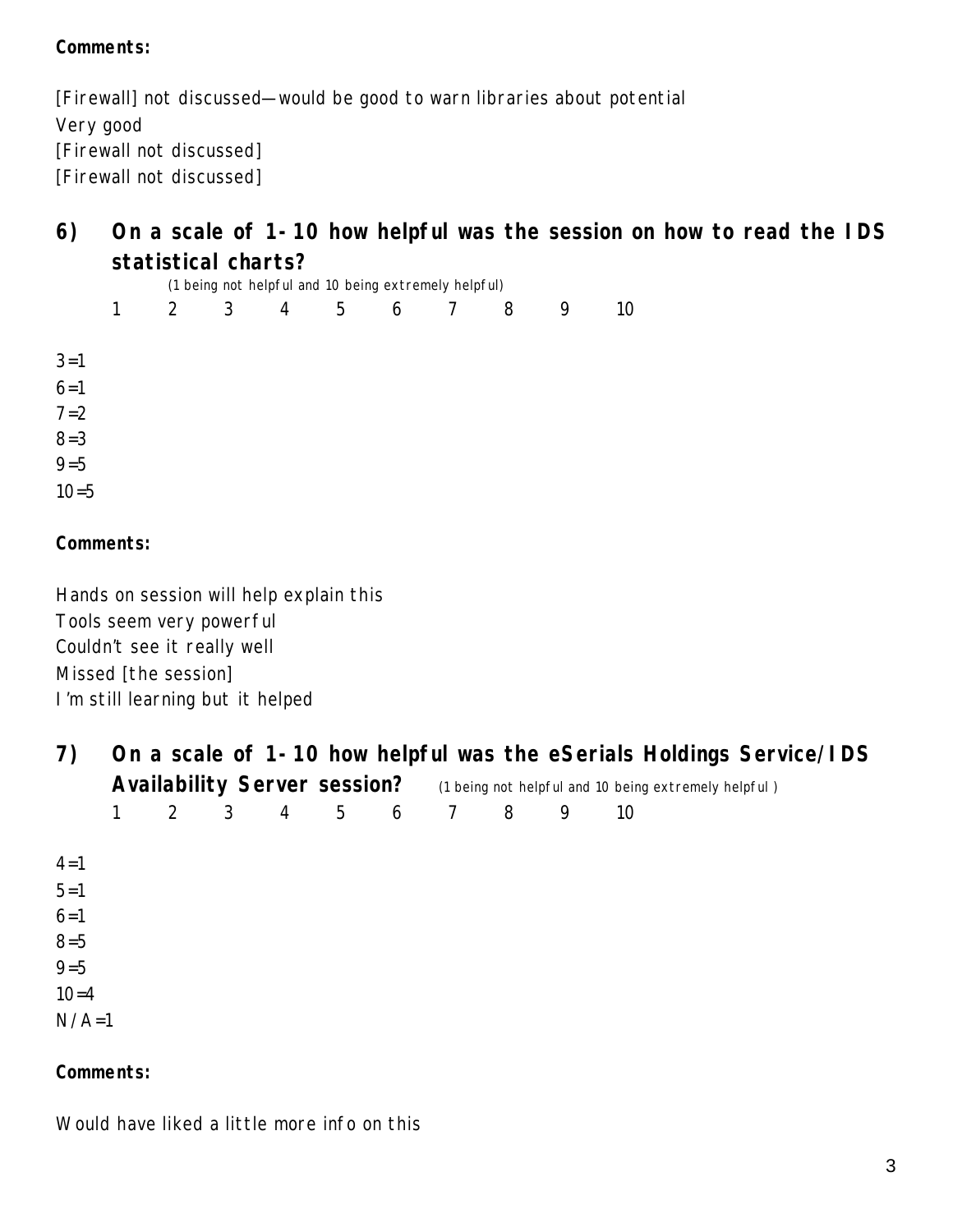**Comments:**

[Firewall] not discussed—would be good to warn libraries about potential
Very good
[Firewall not discussed]
[Firewall not discussed]

## 6) On a scale of 1-10 how helpful was the session on how to read the IDS statistical charts?

(1 being not helpful and 10 being extremely helpful)

1 2 3 4 5 6 7 8 9 10

3=1
6=1
7=2
8=3
9=5
10=5

**Comments:**

Hands on session will help explain this
Tools seem very powerful
Couldn't see it really well
Missed [the session]
I'm still learning but it helped

## 7) On a scale of 1-10 how helpful was the eSerials Holdings Service/IDS Availability Server session?

(1 being not helpful and 10 being extremely helpful)

1 2 3 4 5 6 7 8 9 10

4=1
5=1
6=1
8=5
9=5
10=4
N/A=1

**Comments:**

Would have liked a little more info on this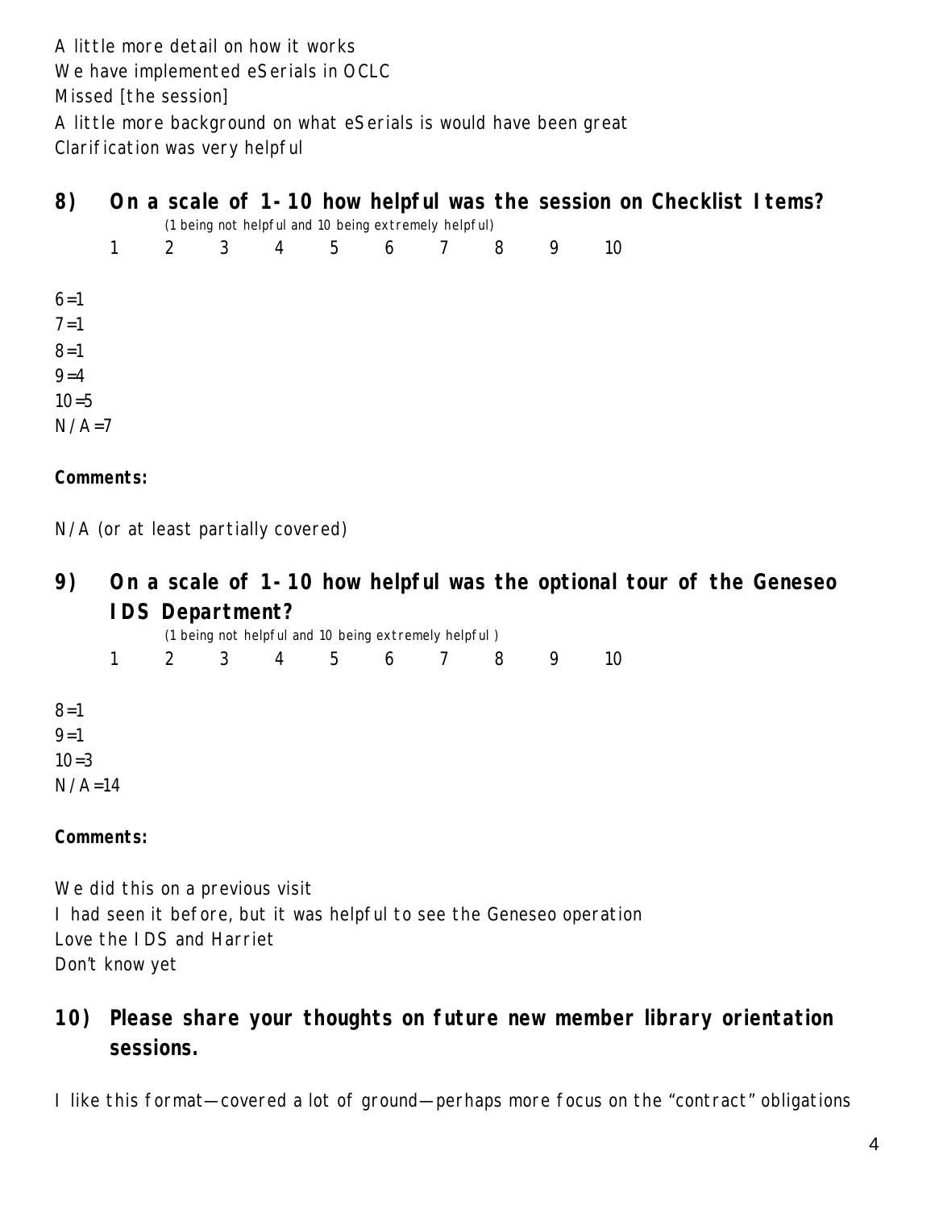A little more detail on how it works

We have implemented eSerials in OCLC

Missed [the session]

A little more background on what eSerials is would have been great

Clarification was very helpful

## 8) On a scale of 1-10 how helpful was the session on Checklist Items?

(1 being not helpful and 10 being extremely helpful)

1 2 3 4 5 6 7 8 9 10

6=1
7=1
8=1
9=4
10=5
N/A=7

**Comments:**

N/A (or at least partially covered)

## 9) On a scale of 1-10 how helpful was the optional tour of the Geneseo IDS Department?

(1 being not helpful and 10 being extremely helpful )

1 2 3 4 5 6 7 8 9 10

8=1
9=1
10=3
N/A=14

**Comments:**

We did this on a previous visit

I had seen it before, but it was helpful to see the Geneseo operation

Love the IDS and Harriet

Don't know yet

## 10) Please share your thoughts on future new member library orientation sessions.

I like this format—covered a lot of ground—perhaps more focus on the "contract" obligations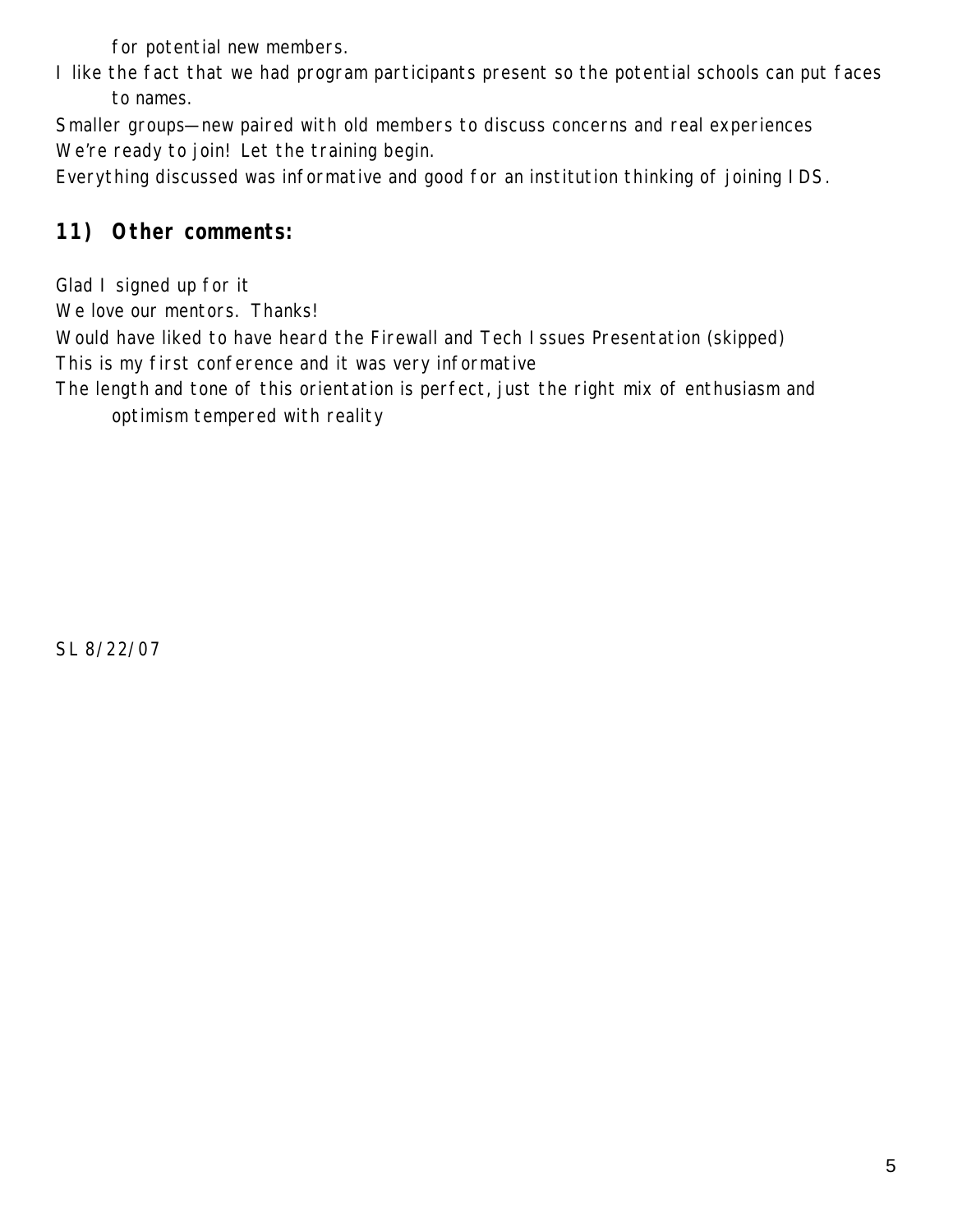for potential new members.

I like the fact that we had program participants present so the potential schools can put faces to names.

Smaller groups—new paired with old members to discuss concerns and real experiences

We're ready to join! Let the training begin.

Everything discussed was informative and good for an institution thinking of joining IDS.

## 11) Other comments:

Glad I signed up for it

We love our mentors. Thanks!

Would have liked to have heard the Firewall and Tech Issues Presentation (skipped)

This is my first conference and it was very informative

The length and tone of this orientation is perfect, just the right mix of enthusiasm and optimism tempered with reality

SL 8/22/07